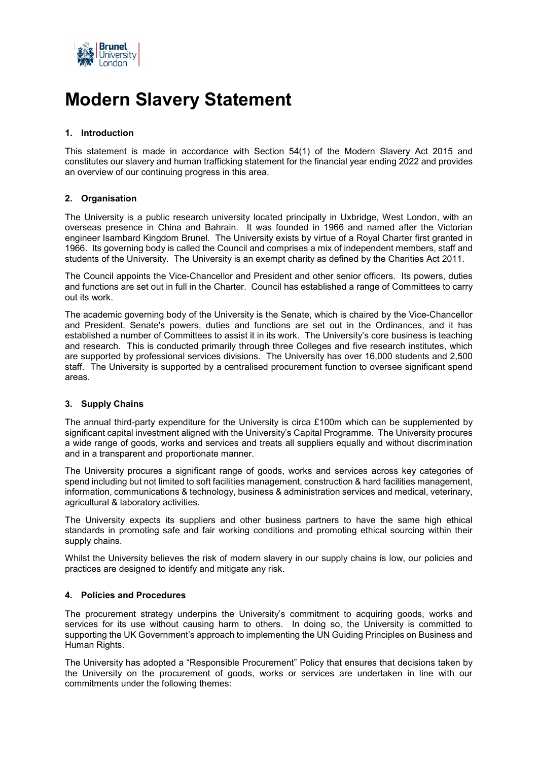# Modern Slavery Statement

## 1. Introduction

This statement is made in accordance with Section 54(1) of the Modern Slavery Act 2015 and constitutes our slavery and human trafficking statement for the financial year ending 2022 and provides an overview of our continuing progress in this area.

## 2. Organisation

The University is a public research university located principally in Uxbridge, West London, with an overseas presence in China and Bahrain. It was founded in 1966 and named after the Victorian engineer Isambard Kingdom Brunel. The University exists by virtue of a Royal Charter first granted in 1966. Its governing body is called the Council and comprises a mix of independent members, staff and students of the University. The University is an exempt charity as defined by the Charities Act 2011.

The Council appoints the Vice-Chancellor and President and other senior officers. Its powers, duties and functions are set out in full in the Charter. Council has established a range of Committees to carry out its work.

The academic governing body of the University is the Senate, which is chaired by the Vice-Chancellor and President. Senate's powers, duties and functions are set out in the Ordinances, and it has established a number of Committees to assist it in its work. The University's core business is teaching and research. This is conducted primarily through three Colleges and five research institutes, which are supported by professional services divisions. The University has over 16,000 students and 2,500 staff. The University is supported by a centralised procurement function to oversee significant spend areas.

## 3. Supply Chains

The annual third-party expenditure for the University is circa £100m which can be supplemented by significant capital investment aligned with the University's Capital Programme. The University procures a wide range of goods, works and services and treats all suppliers equally and without discrimination and in a transparent and proportionate manner.

The University procures a significant range of goods, works and services across key categories of spend including but not limited to soft facilities management, construction & hard facilities management, information, communications & technology, business & administration services and medical, veterinary, agricultural & laboratory activities.

The University expects its suppliers and other business partners to have the same high ethical standards in promoting safe and fair working conditions and promoting ethical sourcing within their supply chains.

Whilst the University believes the risk of modern slavery in our supply chains is low, our policies and practices are designed to identify and mitigate any risk.

## 4. Policies and Procedures

The procurement strategy underpins the University's commitment to acquiring goods, works and services for its use without causing harm to others. In doing so, the University is committed to supporting the UK Government's approach to implementing the UN Guiding Principles on Business and Human Rights.

The University has adopted a "Responsible Procurement" Policy that ensures that decisions taken by the University on the procurement of goods, works or services are undertaken in line with our commitments under the following themes: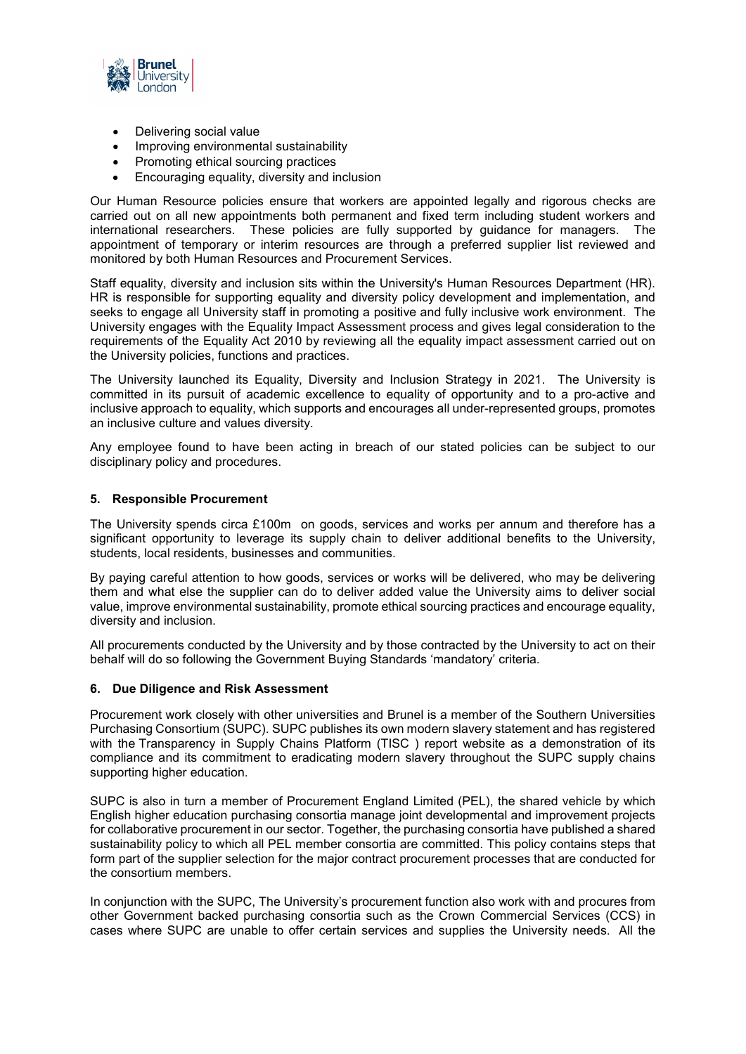- Delivering social value
- Improving environmental sustainability
- Promoting ethical sourcing practices
- Encouraging equality, diversity and inclusion

Our Human Resource policies ensure that workers are appointed legally and rigorous checks are carried out on all new appointments both permanent and fixed term including student workers and international researchers. These policies are fully supported by guidance for managers. The appointment of temporary or interim resources are through a preferred supplier list reviewed and monitored by both Human Resources and Procurement Services.

Staff equality, diversity and inclusion sits within the University's Human Resources Department (HR). HR is responsible for supporting equality and diversity policy development and implementation, and seeks to engage all University staff in promoting a positive and fully inclusive work environment. The University engages with the Equality Impact Assessment process and gives legal consideration to the requirements of the Equality Act 2010 by reviewing all the equality impact assessment carried out on the University policies, functions and practices.

The University launched its Equality, Diversity and Inclusion Strategy in 2021. The University is committed in its pursuit of academic excellence to equality of opportunity and to a pro-active and inclusive approach to equality, which supports and encourages all under-represented groups, promotes an inclusive culture and values diversity.

Any employee found to have been acting in breach of our stated policies can be subject to our disciplinary policy and procedures.

## 5. Responsible Procurement

The University spends circa £100m on goods, services and works per annum and therefore has a significant opportunity to leverage its supply chain to deliver additional benefits to the University, students, local residents, businesses and communities.

By paying careful attention to how goods, services or works will be delivered, who may be delivering them and what else the supplier can do to deliver added value the University aims to deliver social value, improve environmental sustainability, promote ethical sourcing practices and encourage equality, diversity and inclusion.

All procurements conducted by the University and by those contracted by the University to act on their behalf will do so following the Government Buying Standards 'mandatory' criteria.

## 6. Due Diligence and Risk Assessment

Procurement work closely with other universities and Brunel is a member of the Southern Universities Purchasing Consortium (SUPC). SUPC publishes its own modern slavery statement and has registered with the Transparency in Supply Chains Platform (TISC ) report website as a demonstration of its compliance and its commitment to eradicating modern slavery throughout the SUPC supply chains supporting higher education.

SUPC is also in turn a member of Procurement England Limited (PEL), the shared vehicle by which English higher education purchasing consortia manage joint developmental and improvement projects for collaborative procurement in our sector. Together, the purchasing consortia have published a shared sustainability policy to which all PEL member consortia are committed. This policy contains steps that form part of the supplier selection for the major contract procurement processes that are conducted for the consortium members.

In conjunction with the SUPC, The University's procurement function also work with and procures from other Government backed purchasing consortia such as the Crown Commercial Services (CCS) in cases where SUPC are unable to offer certain services and supplies the University needs. All the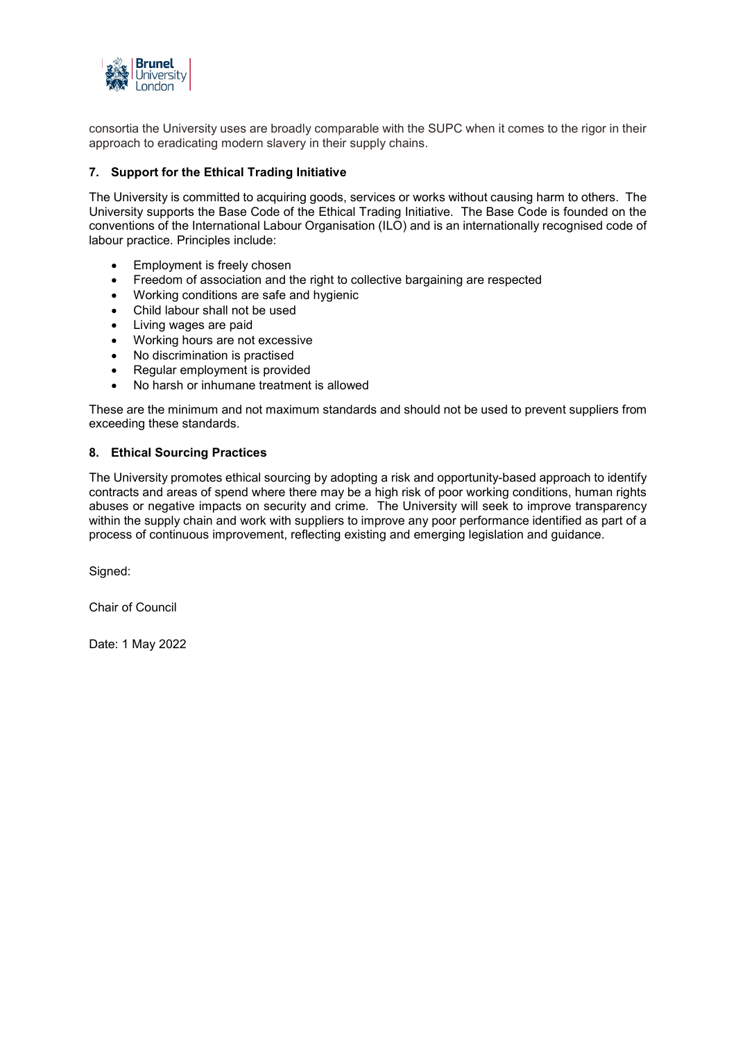consortia the University uses are broadly comparable with the SUPC when it comes to the rigor in their approach to eradicating modern slavery in their supply chains.

### 7. Support for the Ethical Trading Initiative

The University is committed to acquiring goods, services or works without causing harm to others. The University supports the Base Code of the Ethical Trading Initiative. The Base Code is founded on the conventions of the International Labour Organisation (ILO) and is an internationally recognised code of labour practice. Principles include:

- Employment is freely chosen
- Freedom of association and the right to collective bargaining are respected
- Working conditions are safe and hygienic
- Child labour shall not be used
- Living wages are paid
- Working hours are not excessive
- No discrimination is practised
- Regular employment is provided
- No harsh or inhumane treatment is allowed

These are the minimum and not maximum standards and should not be used to prevent suppliers from exceeding these standards.

### 8. Ethical Sourcing Practices

The University promotes ethical sourcing by adopting a risk and opportunity-based approach to identify contracts and areas of spend where there may be a high risk of poor working conditions, human rights abuses or negative impacts on security and crime. The University will seek to improve transparency within the supply chain and work with suppliers to improve any poor performance identified as part of a process of continuous improvement, reflecting existing and emerging legislation and guidance.

Signed:

Chair of Council

Date: 1 May 2022